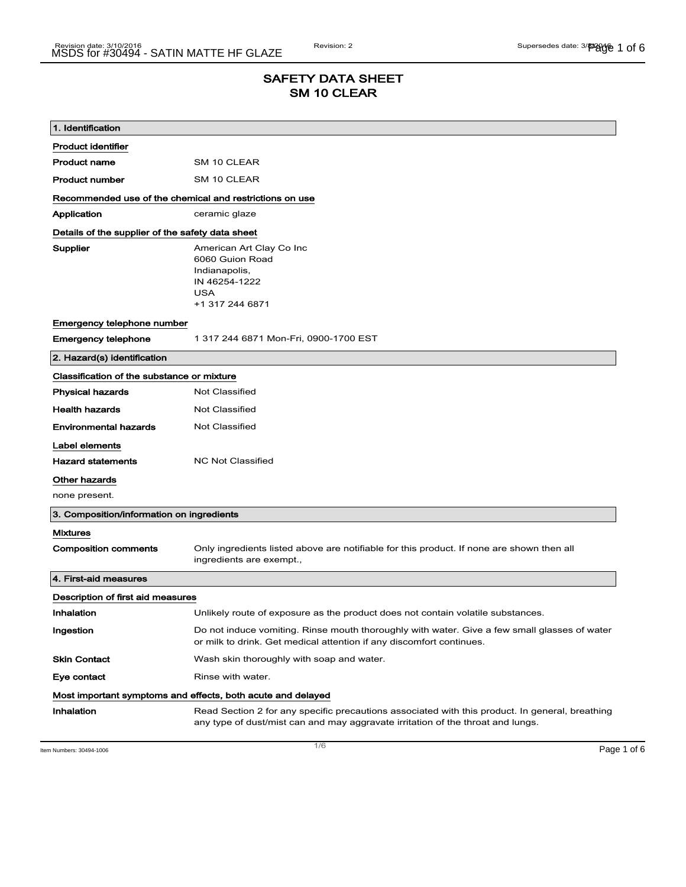# SAFETY DATA SHEET
# SM 10 CLEAR

## 1. Identification

**Product identifier**

| | |
|---|---|
| **Product name** | SM 10 CLEAR |
| **Product number** | SM 10 CLEAR |

**Recommended use of the chemical and restrictions on use**

| | |
|---|---|
| **Application** | ceramic glaze |

**Details of the supplier of the safety data sheet**

**Supplier**
American Art Clay Co Inc
6060 Guion Road
Indianapolis,
IN 46254-1222
USA
+1 317 244 6871

**Emergency telephone number**

| | |
|---|---|
| **Emergency telephone** | 1 317 244 6871 Mon-Fri, 0900-1700 EST |

## 2. Hazard(s) identification

**Classification of the substance or mixture**

| | |
|---|---|
| **Physical hazards** | Not Classified |
| **Health hazards** | Not Classified |
| **Environmental hazards** | Not Classified |

**Label elements**

| | |
|---|---|
| **Hazard statements** | NC Not Classified |

**Other hazards**

none present.

## 3. Composition/information on ingredients

**Mixtures**

| | |
|---|---|
| **Composition comments** | Only ingredients listed above are notifiable for this product. If none are shown then all ingredients are exempt., |

## 4. First-aid measures

**Description of first aid measures**

| | |
|---|---|
| **Inhalation** | Unlikely route of exposure as the product does not contain volatile substances. |
| **Ingestion** | Do not induce vomiting. Rinse mouth thoroughly with water. Give a few small glasses of water or milk to drink. Get medical attention if any discomfort continues. |
| **Skin Contact** | Wash skin thoroughly with soap and water. |
| **Eye contact** | Rinse with water. |

**Most important symptoms and effects, both acute and delayed**

| | |
|---|---|
| **Inhalation** | Read Section 2 for any specific precautions associated with this product. In general, breathing any type of dust/mist can and may aggravate irritation of the throat and lungs. |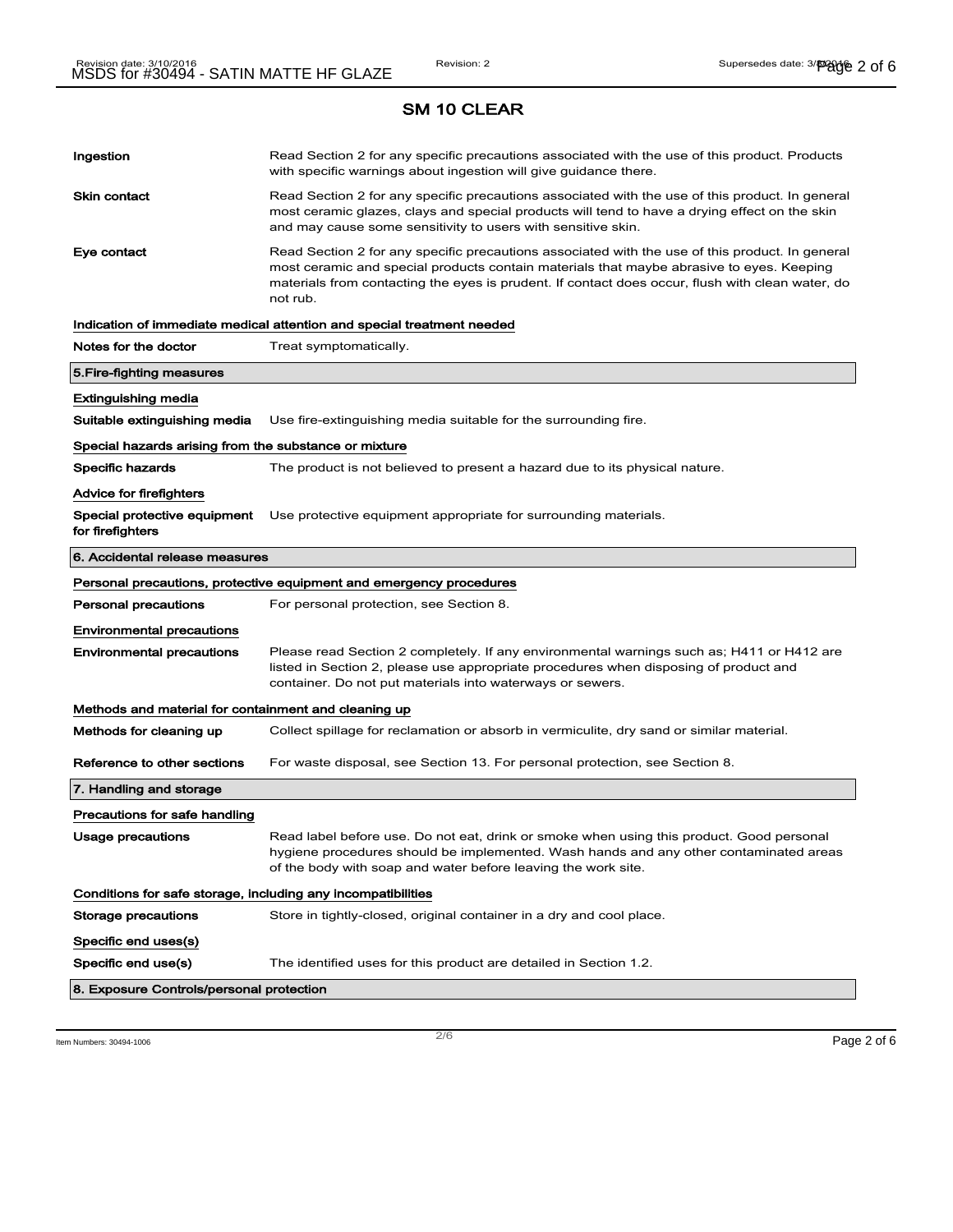## SM 10 CLEAR

| | |
|---|---|
| **Ingestion** | Read Section 2 for any specific precautions associated with the use of this product. Products with specific warnings about ingestion will give guidance there. |
| **Skin contact** | Read Section 2 for any specific precautions associated with the use of this product. In general most ceramic glazes, clays and special products will tend to have a drying effect on the skin and may cause some sensitivity to users with sensitive skin. |
| **Eye contact** | Read Section 2 for any specific precautions associated with the use of this product. In general most ceramic and special products contain materials that maybe abrasive to eyes. Keeping materials from contacting the eyes is prudent. If contact does occur, flush with clean water, do not rub. |

**Indication of immediate medical attention and special treatment needed**

| | |
|---|---|
| **Notes for the doctor** | Treat symptomatically. |

### 5.Fire-fighting measures

**Extinguishing media**

| | |
|---|---|
| **Suitable extinguishing media** | Use fire-extinguishing media suitable for the surrounding fire. |

**Special hazards arising from the substance or mixture**

| | |
|---|---|
| **Specific hazards** | The product is not believed to present a hazard due to its physical nature. |

**Advice for firefighters**

| | |
|---|---|
| **Special protective equipment for firefighters** | Use protective equipment appropriate for surrounding materials. |

### 6. Accidental release measures

**Personal precautions, protective equipment and emergency procedures**

| | |
|---|---|
| **Personal precautions** | For personal protection, see Section 8. |

**Environmental precautions**

| | |
|---|---|
| **Environmental precautions** | Please read Section 2 completely. If any environmental warnings such as; H411 or H412 are listed in Section 2, please use appropriate procedures when disposing of product and container. Do not put materials into waterways or sewers. |

**Methods and material for containment and cleaning up**

| | |
|---|---|
| **Methods for cleaning up** | Collect spillage for reclamation or absorb in vermiculite, dry sand or similar material. |
| **Reference to other sections** | For waste disposal, see Section 13. For personal protection, see Section 8. |

### 7. Handling and storage

**Precautions for safe handling**

| | |
|---|---|
| **Usage precautions** | Read label before use. Do not eat, drink or smoke when using this product. Good personal hygiene procedures should be implemented. Wash hands and any other contaminated areas of the body with soap and water before leaving the work site. |

**Conditions for safe storage, including any incompatibilities**

| | |
|---|---|
| **Storage precautions** | Store in tightly-closed, original container in a dry and cool place. |

**Specific end uses(s)**

| | |
|---|---|
| **Specific end use(s)** | The identified uses for this product are detailed in Section 1.2. |

### 8. Exposure Controls/personal protection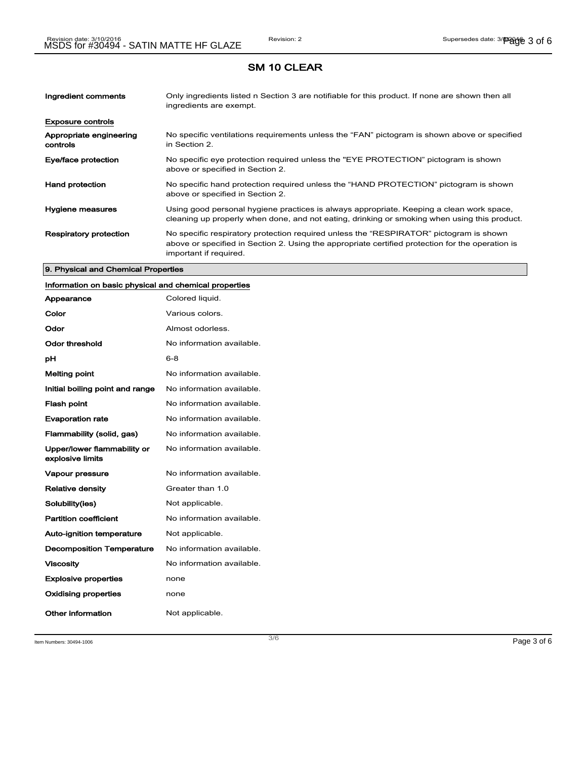## SM 10 CLEAR

| | |
|---|---|
| **Ingredient comments** | Only ingredients listed n Section 3 are notifiable for this product. If none are shown then all ingredients are exempt. |

**Exposure controls**

| | |
|---|---|
| **Appropriate engineering controls** | No specific ventilations requirements unless the "FAN" pictogram is shown above or specified in Section 2. |
| **Eye/face protection** | No specific eye protection required unless the "EYE PROTECTION" pictogram is shown above or specified in Section 2. |
| **Hand protection** | No specific hand protection required unless the "HAND PROTECTION" pictogram is shown above or specified in Section 2. |
| **Hygiene measures** | Using good personal hygiene practices is always appropriate. Keeping a clean work space, cleaning up properly when done, and not eating, drinking or smoking when using this product. |
| **Respiratory protection** | No specific respiratory protection required unless the "RESPIRATOR" pictogram is shown above or specified in Section 2. Using the appropriate certified protection for the operation is important if required. |

### 9. Physical and Chemical Properties

**Information on basic physical and chemical properties**

| | |
|---|---|
| **Appearance** | Colored liquid. |
| **Color** | Various colors. |
| **Odor** | Almost odorless. |
| **Odor threshold** | No information available. |
| **pH** | 6-8 |
| **Melting point** | No information available. |
| **Initial boiling point and range** | No information available. |
| **Flash point** | No information available. |
| **Evaporation rate** | No information available. |
| **Flammability (solid, gas)** | No information available. |
| **Upper/lower flammability or explosive limits** | No information available. |
| **Vapour pressure** | No information available. |
| **Relative density** | Greater than 1.0 |
| **Solubility(ies)** | Not applicable. |
| **Partition coefficient** | No information available. |
| **Auto-ignition temperature** | Not applicable. |
| **Decomposition Temperature** | No information available. |
| **Viscosity** | No information available. |
| **Explosive properties** | none |
| **Oxidising properties** | none |
| **Other information** | Not applicable. |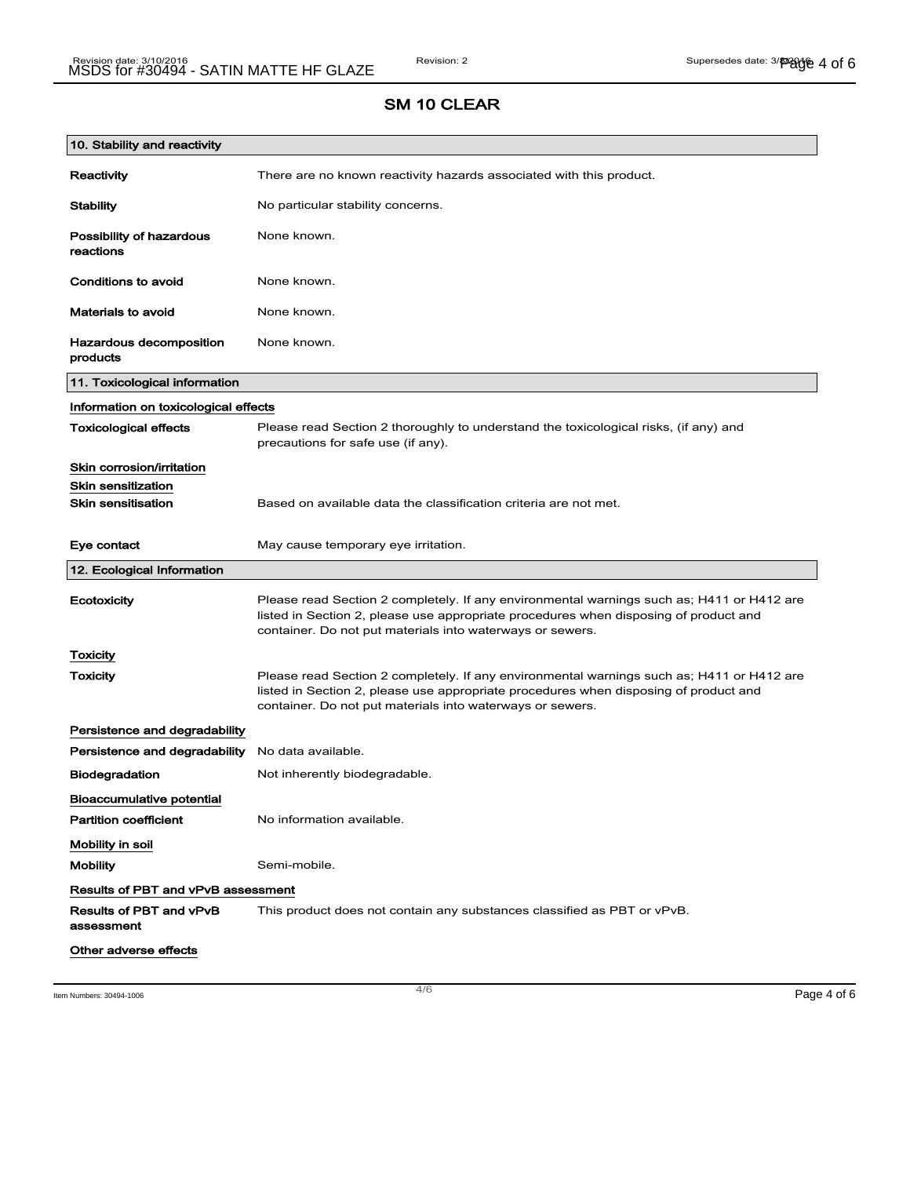## SM 10 CLEAR

### 10. Stability and reactivity

**Reactivity**
There are no known reactivity hazards associated with this product.

**Stability**
No particular stability concerns.

**Possibility of hazardous reactions**
None known.

**Conditions to avoid**
None known.

**Materials to avoid**
None known.

**Hazardous decomposition products**
None known.

### 11. Toxicological information

**Information on toxicological effects**

**Toxicological effects**
Please read Section 2 thoroughly to understand the toxicological risks, (if any) and precautions for safe use (if any).

**Skin corrosion/irritation**

**Skin sensitization**

**Skin sensitisation**
Based on available data the classification criteria are not met.

**Eye contact**
May cause temporary eye irritation.

### 12. Ecological Information

**Ecotoxicity**
Please read Section 2 completely. If any environmental warnings such as; H411 or H412 are listed in Section 2, please use appropriate procedures when disposing of product and container. Do not put materials into waterways or sewers.

**Toxicity**

**Toxicity**
Please read Section 2 completely. If any environmental warnings such as; H411 or H412 are listed in Section 2, please use appropriate procedures when disposing of product and container. Do not put materials into waterways or sewers.

**Persistence and degradability**

**Persistence and degradability**
No data available.

**Biodegradation**
Not inherently biodegradable.

**Bioaccumulative potential**

**Partition coefficient**
No information available.

**Mobility in soil**

**Mobility**
Semi-mobile.

**Results of PBT and vPvB assessment**

**Results of PBT and vPvB assessment**
This product does not contain any substances classified as PBT or vPvB.

**Other adverse effects**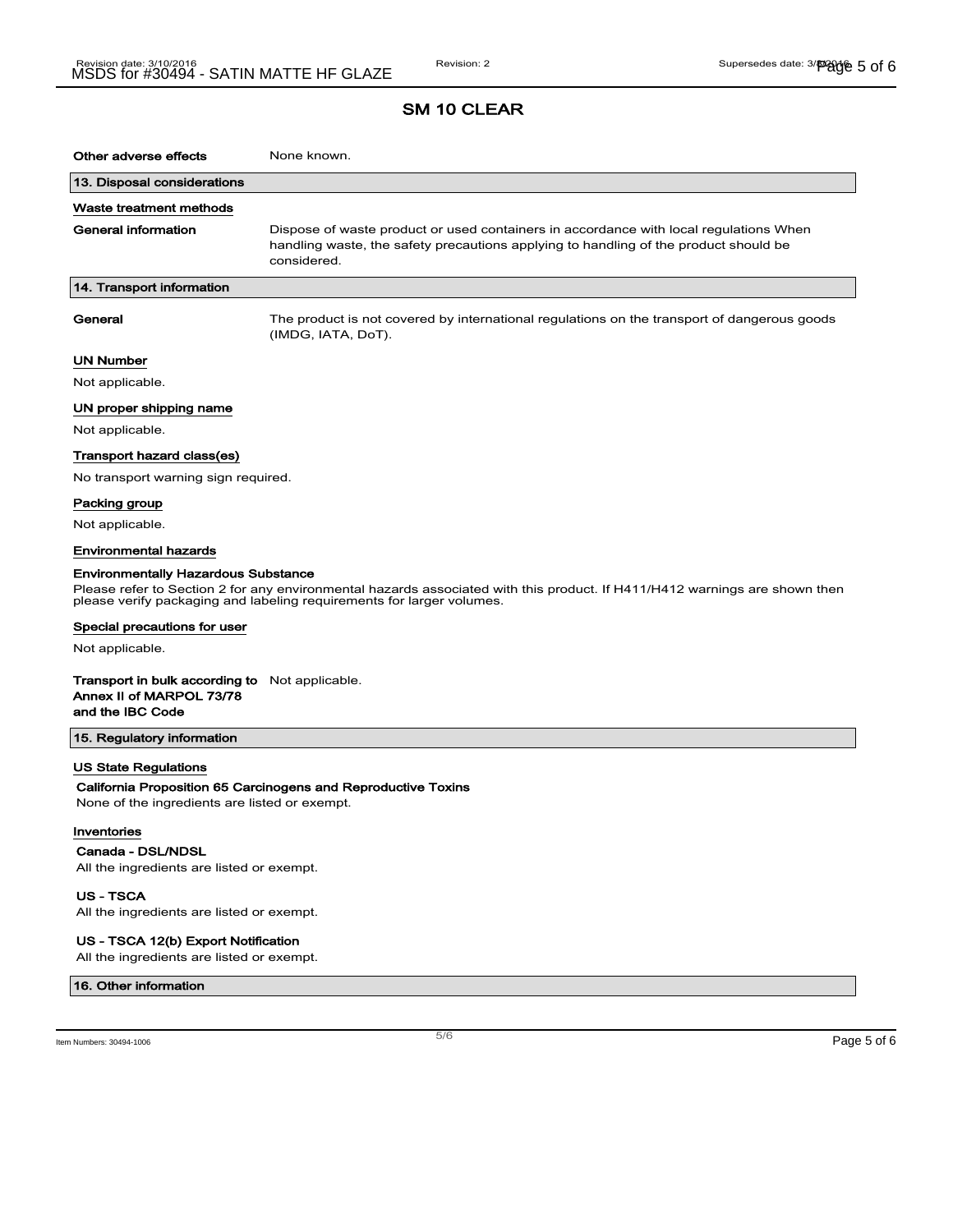## SM 10 CLEAR

**Other adverse effects** None known.

### 13. Disposal considerations

**Waste treatment methods**

**General information** Dispose of waste product or used containers in accordance with local regulations When handling waste, the safety precautions applying to handling of the product should be considered.

### 14. Transport information

**General** The product is not covered by international regulations on the transport of dangerous goods (IMDG, IATA, DoT).

**UN Number**

Not applicable.

**UN proper shipping name**

Not applicable.

**Transport hazard class(es)**

No transport warning sign required.

**Packing group**

Not applicable.

**Environmental hazards**

**Environmentally Hazardous Substance**

Please refer to Section 2 for any environmental hazards associated with this product. If H411/H412 warnings are shown then please verify packaging and labeling requirements for larger volumes.

**Special precautions for user**

Not applicable.

**Transport in bulk according to Annex II of MARPOL 73/78 and the IBC Code** Not applicable.

### 15. Regulatory information

**US State Regulations**

**California Proposition 65 Carcinogens and Reproductive Toxins**

None of the ingredients are listed or exempt.

**Inventories**

**Canada - DSL/NDSL**

All the ingredients are listed or exempt.

**US - TSCA**

All the ingredients are listed or exempt.

**US - TSCA 12(b) Export Notification**

All the ingredients are listed or exempt.

### 16. Other information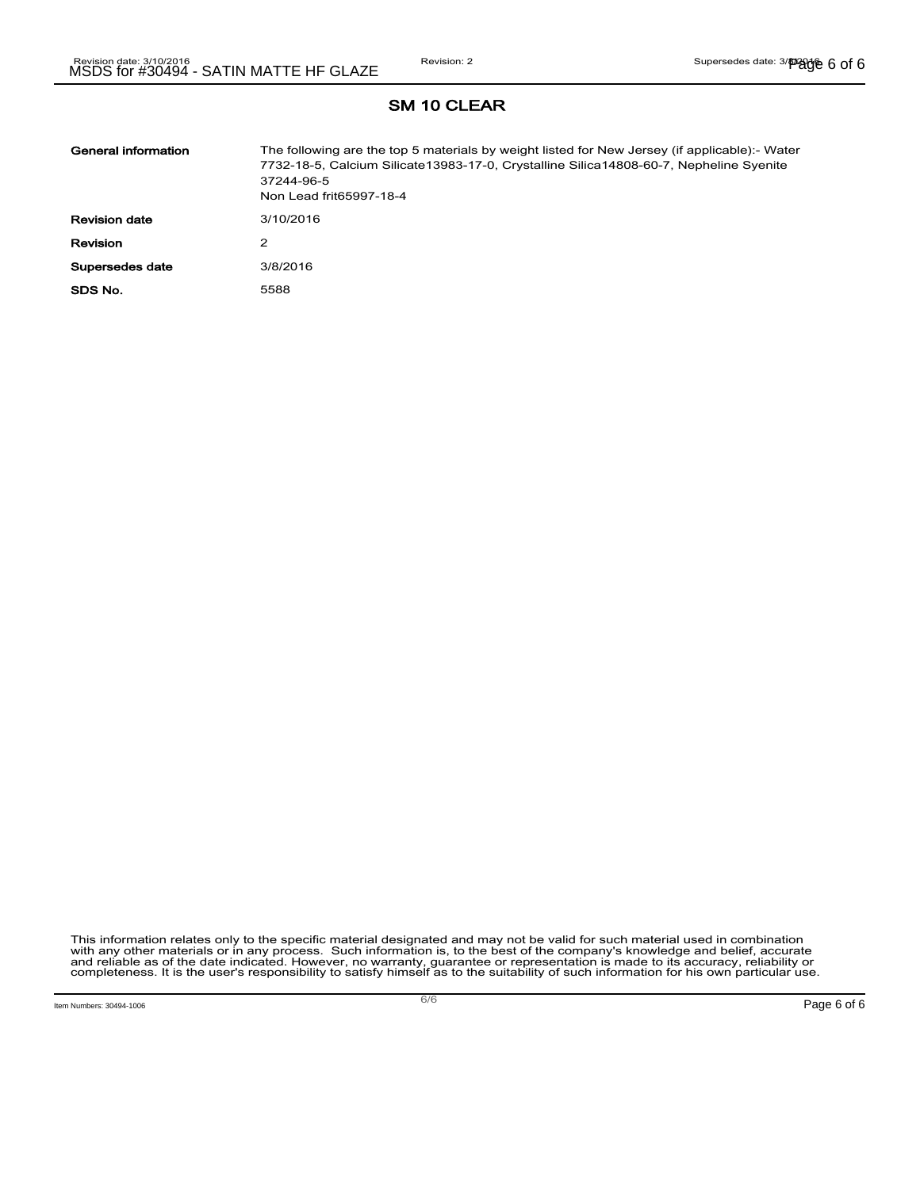## SM 10 CLEAR

| | |
|---|---|
| **General information** | The following are the top 5 materials by weight listed for New Jersey (if applicable):- Water 7732-18-5, Calcium Silicate13983-17-0, Crystalline Silica14808-60-7, Nepheline Syenite 37244-96-5<br>Non Lead frit65997-18-4 |
| **Revision date** | 3/10/2016 |
| **Revision** | 2 |
| **Supersedes date** | 3/8/2016 |
| **SDS No.** | 5588 |

This information relates only to the specific material designated and may not be valid for such material used in combination with any other materials or in any process. Such information is, to the best of the company's knowledge and belief, accurate and reliable as of the date indicated. However, no warranty, guarantee or representation is made to its accuracy, reliability or completeness. It is the user's responsibility to satisfy himself as to the suitability of such information for his own particular use.